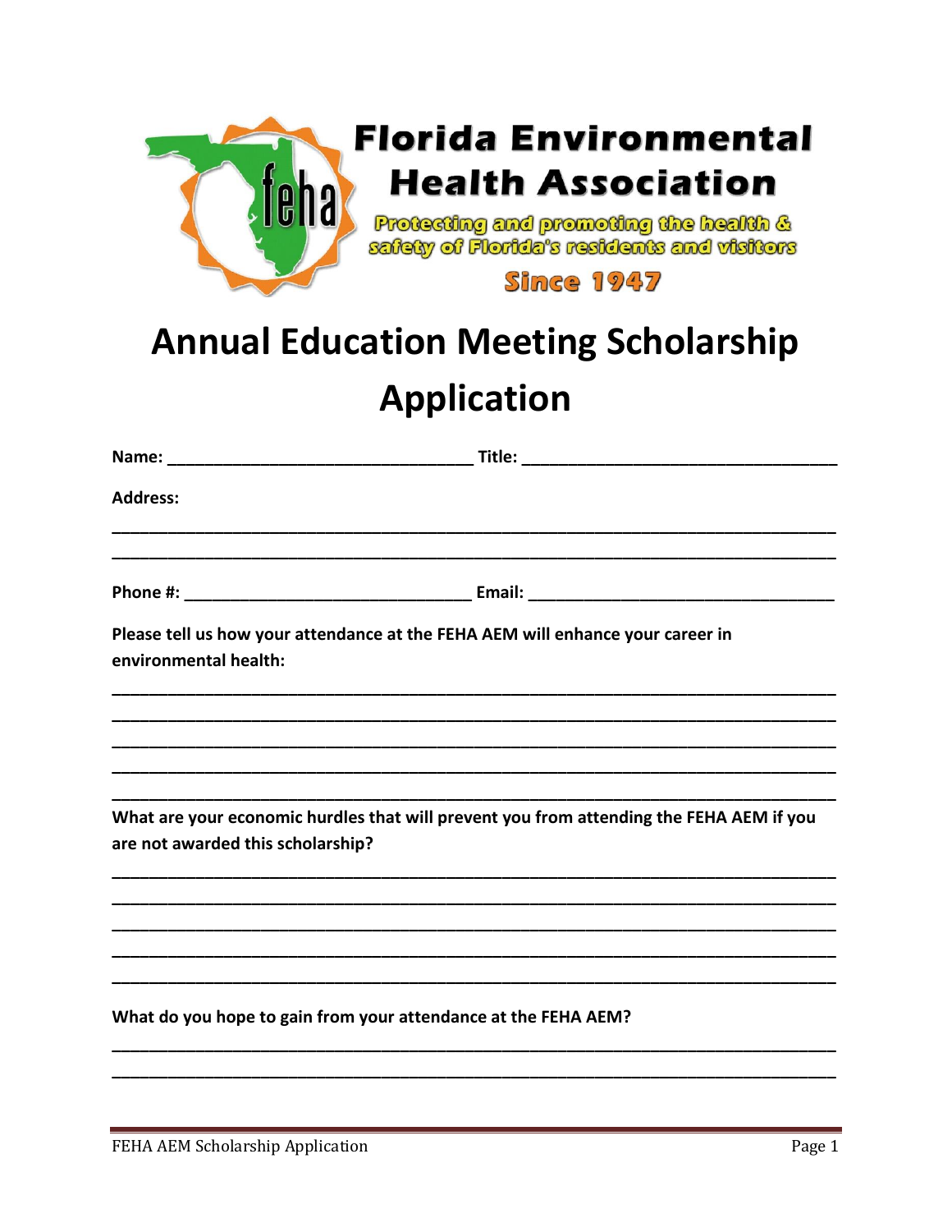**Florida Environmental Health Association**

Protecting and promoting the health & safety of Florida's residents and visitors

Since 1947

# Annual Education Meeting Scholarship Application

**Name:** ________________________________ **Title:** ________________________________

**Address:**

______________________________________________________________________________

______________________________________________________________________________

**Phone #:** ______________________________ **Email:** ________________________________

**Please tell us how your attendance at the FEHA AEM will enhance your career in environmental health:**

______________________________________________________________________________

______________________________________________________________________________

______________________________________________________________________________

______________________________________________________________________________

______________________________________________________________________________

**What are your economic hurdles that will prevent you from attending the FEHA AEM if you are not awarded this scholarship?**

______________________________________________________________________________

______________________________________________________________________________

______________________________________________________________________________

______________________________________________________________________________

______________________________________________________________________________

**What do you hope to gain from your attendance at the FEHA AEM?**

______________________________________________________________________________

______________________________________________________________________________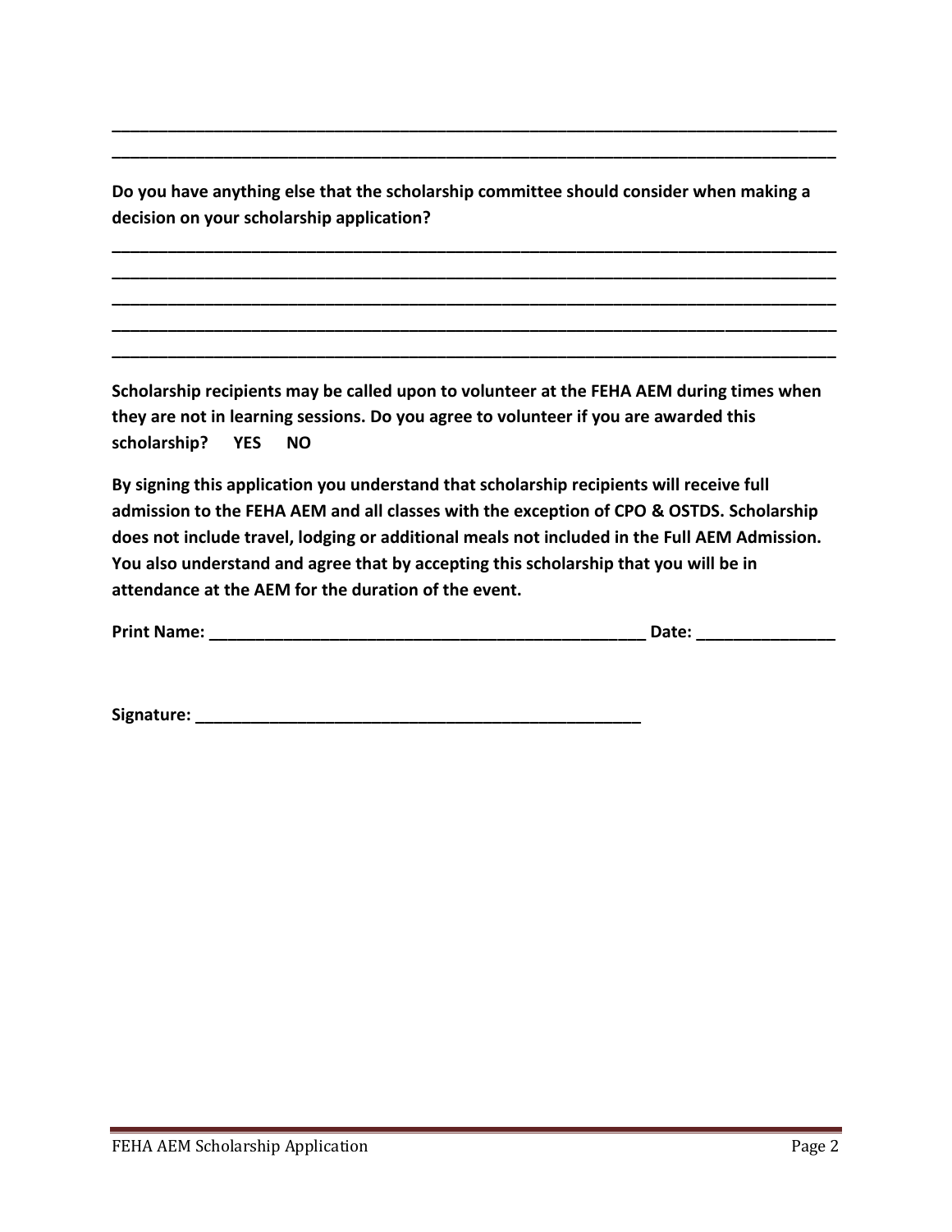\_\_\_\_\_\_\_\_\_\_\_\_\_\_\_\_\_\_\_\_\_\_\_\_\_\_\_\_\_\_\_\_\_\_\_\_\_\_\_\_\_\_\_\_\_\_\_\_\_\_\_\_\_\_\_\_\_\_\_\_\_\_\_\_\_\_\_\_\_\_\_\_\_\_\_\_\_\_

\_\_\_\_\_\_\_\_\_\_\_\_\_\_\_\_\_\_\_\_\_\_\_\_\_\_\_\_\_\_\_\_\_\_\_\_\_\_\_\_\_\_\_\_\_\_\_\_\_\_\_\_\_\_\_\_\_\_\_\_\_\_\_\_\_\_\_\_\_\_\_\_\_\_\_\_\_\_

**Do you have anything else that the scholarship committee should consider when making a decision on your scholarship application?**

\_\_\_\_\_\_\_\_\_\_\_\_\_\_\_\_\_\_\_\_\_\_\_\_\_\_\_\_\_\_\_\_\_\_\_\_\_\_\_\_\_\_\_\_\_\_\_\_\_\_\_\_\_\_\_\_\_\_\_\_\_\_\_\_\_\_\_\_\_\_\_\_\_\_\_\_\_\_

\_\_\_\_\_\_\_\_\_\_\_\_\_\_\_\_\_\_\_\_\_\_\_\_\_\_\_\_\_\_\_\_\_\_\_\_\_\_\_\_\_\_\_\_\_\_\_\_\_\_\_\_\_\_\_\_\_\_\_\_\_\_\_\_\_\_\_\_\_\_\_\_\_\_\_\_\_\_

\_\_\_\_\_\_\_\_\_\_\_\_\_\_\_\_\_\_\_\_\_\_\_\_\_\_\_\_\_\_\_\_\_\_\_\_\_\_\_\_\_\_\_\_\_\_\_\_\_\_\_\_\_\_\_\_\_\_\_\_\_\_\_\_\_\_\_\_\_\_\_\_\_\_\_\_\_\_

\_\_\_\_\_\_\_\_\_\_\_\_\_\_\_\_\_\_\_\_\_\_\_\_\_\_\_\_\_\_\_\_\_\_\_\_\_\_\_\_\_\_\_\_\_\_\_\_\_\_\_\_\_\_\_\_\_\_\_\_\_\_\_\_\_\_\_\_\_\_\_\_\_\_\_\_\_\_

\_\_\_\_\_\_\_\_\_\_\_\_\_\_\_\_\_\_\_\_\_\_\_\_\_\_\_\_\_\_\_\_\_\_\_\_\_\_\_\_\_\_\_\_\_\_\_\_\_\_\_\_\_\_\_\_\_\_\_\_\_\_\_\_\_\_\_\_\_\_\_\_\_\_\_\_\_\_

**Scholarship recipients may be called upon to volunteer at the FEHA AEM during times when they are not in learning sessions. Do you agree to volunteer if you are awarded this scholarship? YES NO**

**By signing this application you understand that scholarship recipients will receive full admission to the FEHA AEM and all classes with the exception of CPO & OSTDS. Scholarship does not include travel, lodging or additional meals not included in the Full AEM Admission. You also understand and agree that by accepting this scholarship that you will be in attendance at the AEM for the duration of the event.**

**Print Name:** \_\_\_\_\_\_\_\_\_\_\_\_\_\_\_\_\_\_\_\_\_\_\_\_\_\_\_\_\_\_\_\_\_\_\_\_\_\_\_\_\_\_\_\_\_\_\_\_ **Date:** \_\_\_\_\_\_\_\_\_\_\_\_\_\_\_

**Signature:** \_\_\_\_\_\_\_\_\_\_\_\_\_\_\_\_\_\_\_\_\_\_\_\_\_\_\_\_\_\_\_\_\_\_\_\_\_\_\_\_\_\_\_\_\_\_\_\_